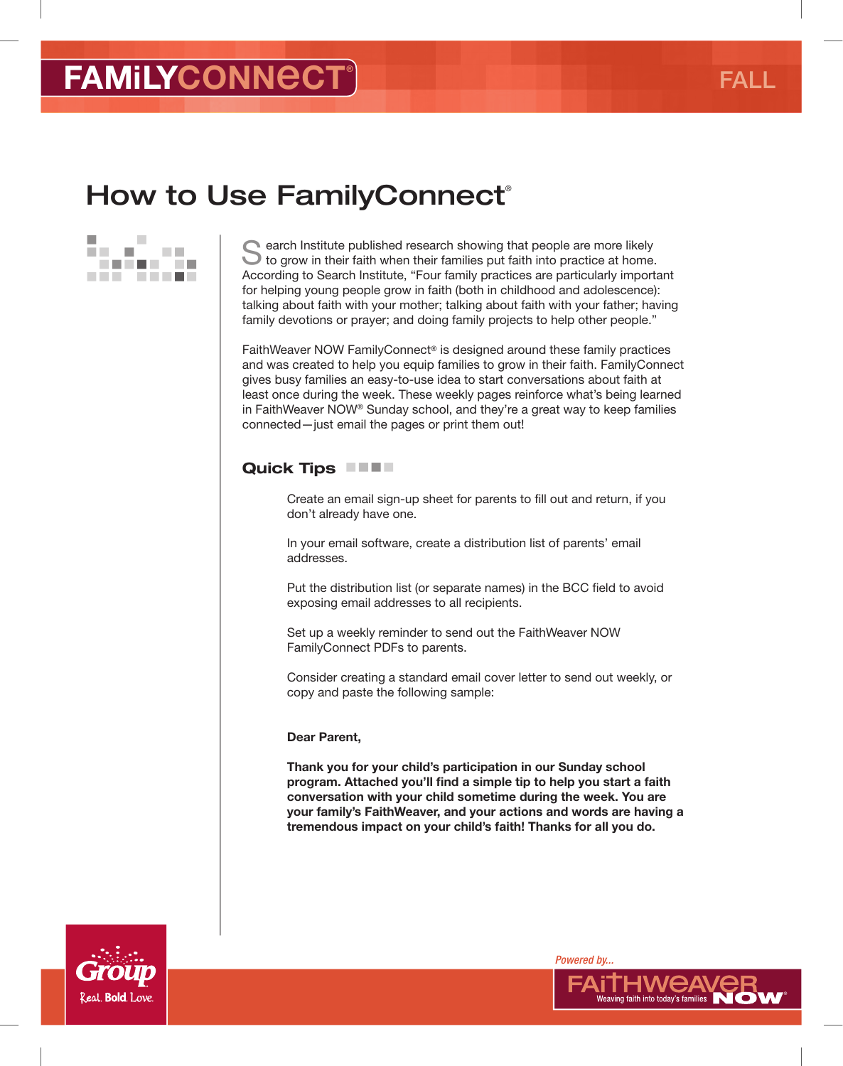# How to Use FamilyConnect®

Search Institute published research showing that people are more likely to grow in their faith when their families put faith into practice at home. According to Search Institute, "Four family practices are particularly important for helping young people grow in faith (both in childhood and adolescence): talking about faith with your mother; talking about faith with your father; having family devotions or prayer; and doing family projects to help other people."

FaithWeaver NOW FamilyConnect® is designed around these family practices and was created to help you equip families to grow in their faith. FamilyConnect gives busy families an easy-to-use idea to start conversations about faith at least once during the week. These weekly pages reinforce what's being learned in FaithWeaver NOW® Sunday school, and they're a great way to keep families connected—just email the pages or print them out!

## Quick Tips

Create an email sign-up sheet for parents to fill out and return, if you don't already have one.

In your email software, create a distribution list of parents' email addresses.

Put the distribution list (or separate names) in the BCC field to avoid exposing email addresses to all recipients.

Set up a weekly reminder to send out the FaithWeaver NOW FamilyConnect PDFs to parents.

Consider creating a standard email cover letter to send out weekly, or copy and paste the following sample:

**Dear Parent,**

**Thank you for your child's participation in our Sunday school program. Attached you'll find a simple tip to help you start a faith conversation with your child sometime during the week. You are your family's FaithWeaver, and your actions and words are having a tremendous impact on your child's faith! Thanks for all you do.**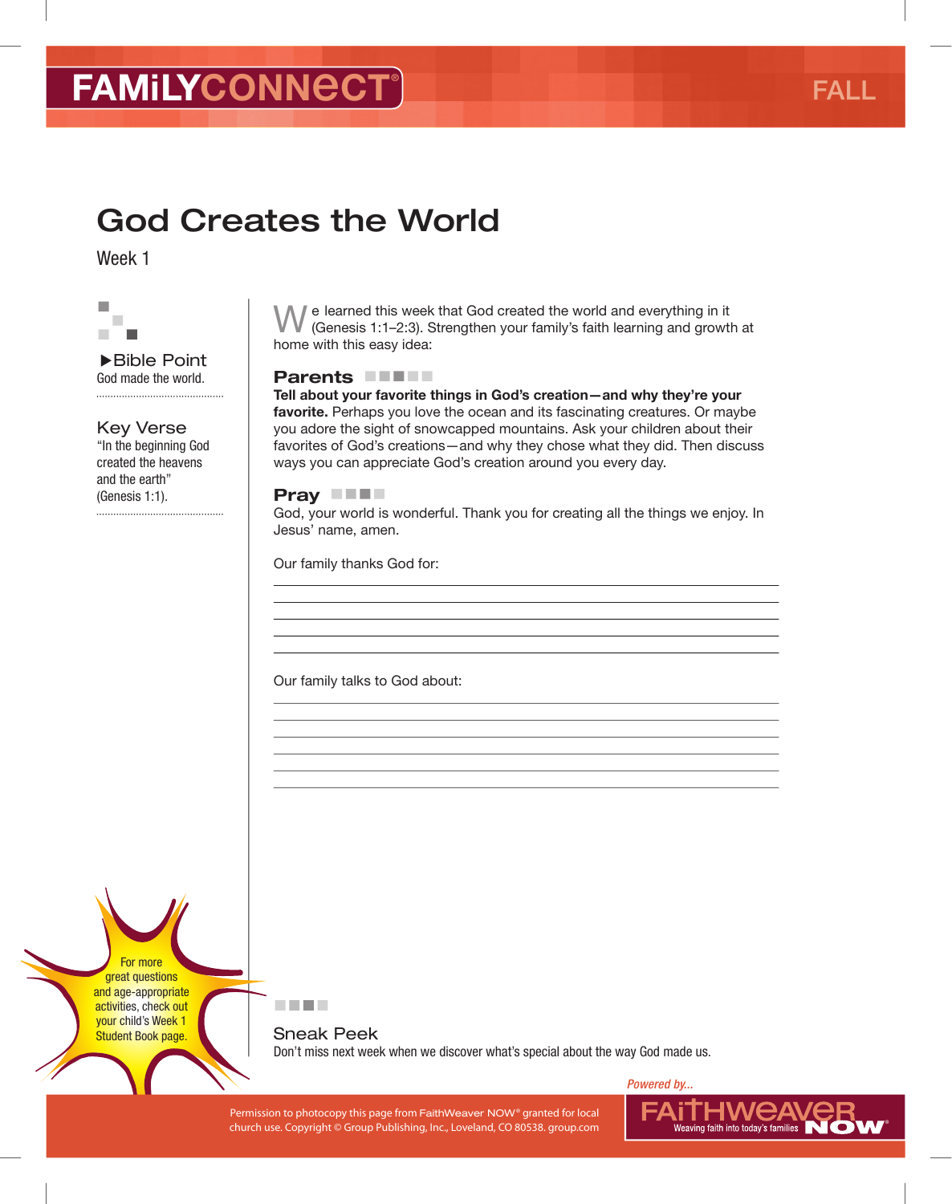FAMiLYCONNECT®

FALL

# God Creates the World

Week 1

▶Bible Point
God made the world.

## Key Verse

"In the beginning God created the heavens and the earth" (Genesis 1:1).

We learned this week that God created the world and everything in it (Genesis 1:1–2:3). Strengthen your family's faith learning and growth at home with this easy idea:

## Parents

**Tell about your favorite things in God's creation—and why they're your favorite.** Perhaps you love the ocean and its fascinating creatures. Or maybe you adore the sight of snowcapped mountains. Ask your children about their favorites of God's creations—and why they chose what they did. Then discuss ways you can appreciate God's creation around you every day.

## Pray

God, your world is wonderful. Thank you for creating all the things we enjoy. In Jesus' name, amen.

Our family thanks God for:

______________________________________________

______________________________________________

______________________________________________

______________________________________________

Our family talks to God about:

______________________________________________

______________________________________________

______________________________________________

______________________________________________

______________________________________________

For more great questions and age-appropriate activities, check out your child's Week 1 Student Book page.

## Sneak Peek

Don't miss next week when we discover what's special about the way God made us.

Permission to photocopy this page from FaithWeaver NOW® granted for local church use. Copyright © Group Publishing, Inc., Loveland, CO 80538. group.com

*Powered by...* FAiTHWEAVER NOW® Weaving faith into today's families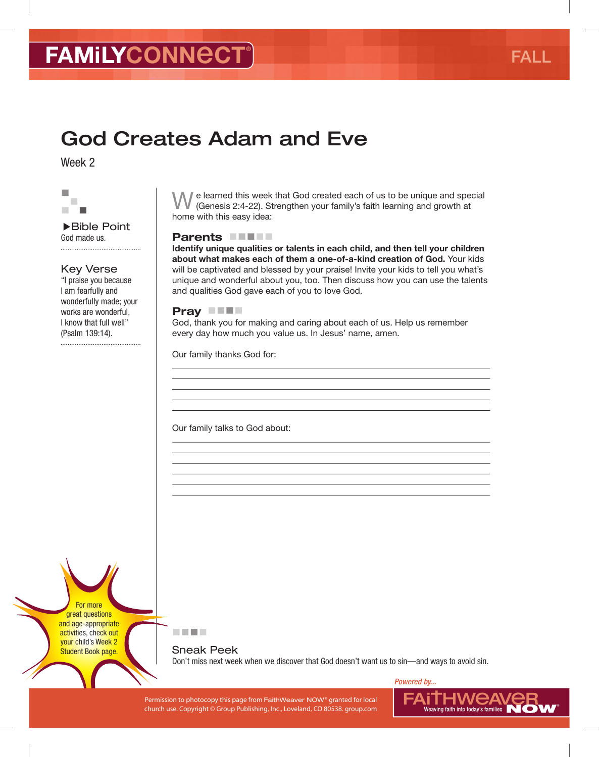FAMiLYCONNECT® FALL

# God Creates Adam and Eve

Week 2

### ▶Bible Point

God made us.

### Key Verse

"I praise you because I am fearfully and wonderfully made; your works are wonderful, I know that full well" (Psalm 139:14).

We learned this week that God created each of us to be unique and special (Genesis 2:4-22). Strengthen your family's faith learning and growth at home with this easy idea:

## Parents

**Identify unique qualities or talents in each child, and then tell your children about what makes each of them a one-of-a-kind creation of God.** Your kids will be captivated and blessed by your praise! Invite your kids to tell you what's unique and wonderful about you, too. Then discuss how you can use the talents and qualities God gave each of you to love God.

## Pray

God, thank you for making and caring about each of us. Help us remember every day how much you value us. In Jesus' name, amen.

Our family thanks God for:

\_\_\_\_\_\_\_\_\_\_\_\_\_\_\_\_\_\_\_\_\_\_\_\_\_\_\_\_\_\_\_\_\_\_\_\_\_\_\_\_

\_\_\_\_\_\_\_\_\_\_\_\_\_\_\_\_\_\_\_\_\_\_\_\_\_\_\_\_\_\_\_\_\_\_\_\_\_\_\_\_

\_\_\_\_\_\_\_\_\_\_\_\_\_\_\_\_\_\_\_\_\_\_\_\_\_\_\_\_\_\_\_\_\_\_\_\_\_\_\_\_

\_\_\_\_\_\_\_\_\_\_\_\_\_\_\_\_\_\_\_\_\_\_\_\_\_\_\_\_\_\_\_\_\_\_\_\_\_\_\_\_

Our family talks to God about:

\_\_\_\_\_\_\_\_\_\_\_\_\_\_\_\_\_\_\_\_\_\_\_\_\_\_\_\_\_\_\_\_\_\_\_\_\_\_\_\_

\_\_\_\_\_\_\_\_\_\_\_\_\_\_\_\_\_\_\_\_\_\_\_\_\_\_\_\_\_\_\_\_\_\_\_\_\_\_\_\_

\_\_\_\_\_\_\_\_\_\_\_\_\_\_\_\_\_\_\_\_\_\_\_\_\_\_\_\_\_\_\_\_\_\_\_\_\_\_\_\_

\_\_\_\_\_\_\_\_\_\_\_\_\_\_\_\_\_\_\_\_\_\_\_\_\_\_\_\_\_\_\_\_\_\_\_\_\_\_\_\_

\_\_\_\_\_\_\_\_\_\_\_\_\_\_\_\_\_\_\_\_\_\_\_\_\_\_\_\_\_\_\_\_\_\_\_\_\_\_\_\_

For more great questions and age-appropriate activities, check out your child's Week 2 Student Book page.

### Sneak Peek

Don't miss next week when we discover that God doesn't want us to sin—and ways to avoid sin.

*Powered by...* FAiTHWEAVER NOW® Weaving faith into today's families

Permission to photocopy this page from FaithWeaver NOW® granted for local church use. Copyright © Group Publishing, Inc., Loveland, CO 80538. group.com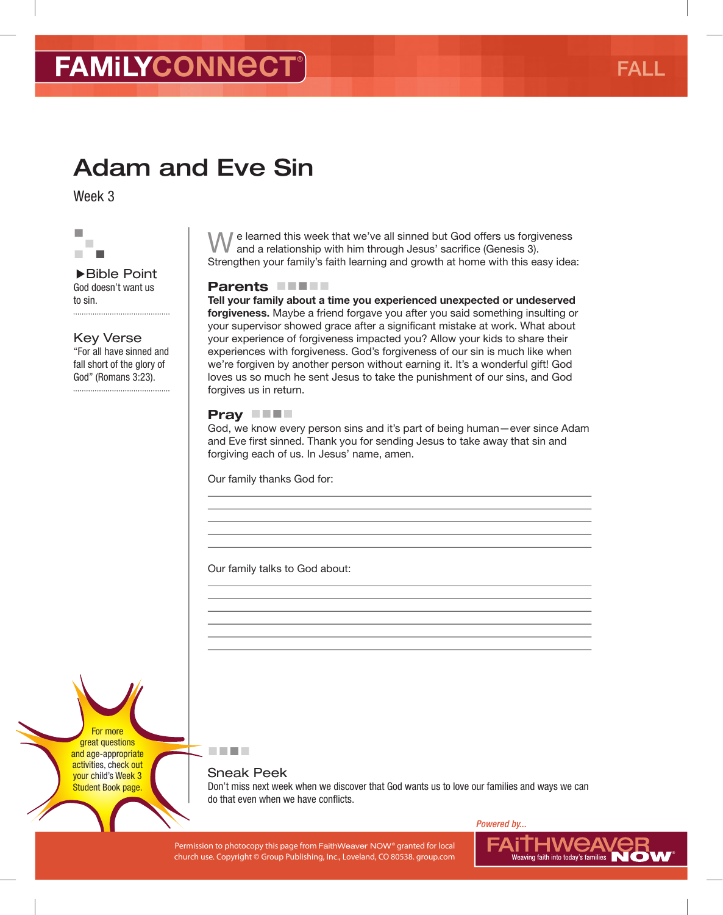FAMiLYCONNECT® FALL

# Adam and Eve Sin

Week 3

▶Bible Point
God doesn't want us to sin.

## Key Verse

"For all have sinned and fall short of the glory of God" (Romans 3:23).

We learned this week that we've all sinned but God offers us forgiveness and a relationship with him through Jesus' sacrifice (Genesis 3). Strengthen your family's faith learning and growth at home with this easy idea:

## Parents

**Tell your family about a time you experienced unexpected or undeserved forgiveness.** Maybe a friend forgave you after you said something insulting or your supervisor showed grace after a significant mistake at work. What about your experience of forgiveness impacted you? Allow your kids to share their experiences with forgiveness. God's forgiveness of our sin is much like when we're forgiven by another person without earning it. It's a wonderful gift! God loves us so much he sent Jesus to take the punishment of our sins, and God forgives us in return.

## Pray

God, we know every person sins and it's part of being human—ever since Adam and Eve first sinned. Thank you for sending Jesus to take away that sin and forgiving each of us. In Jesus' name, amen.

Our family thanks God for:

_______________________________________________

_______________________________________________

_______________________________________________

_______________________________________________

Our family talks to God about:

_______________________________________________

_______________________________________________

_______________________________________________

_______________________________________________

_______________________________________________

For more great questions and age-appropriate activities, check out your child's Week 3 Student Book page.

## Sneak Peek

Don't miss next week when we discover that God wants us to love our families and ways we can do that even when we have conflicts.

Permission to photocopy this page from FaithWeaver NOW® granted for local church use. Copyright © Group Publishing, Inc., Loveland, CO 80538. group.com

*Powered by...* FAiTHWEAVER NOW® Weaving faith into today's families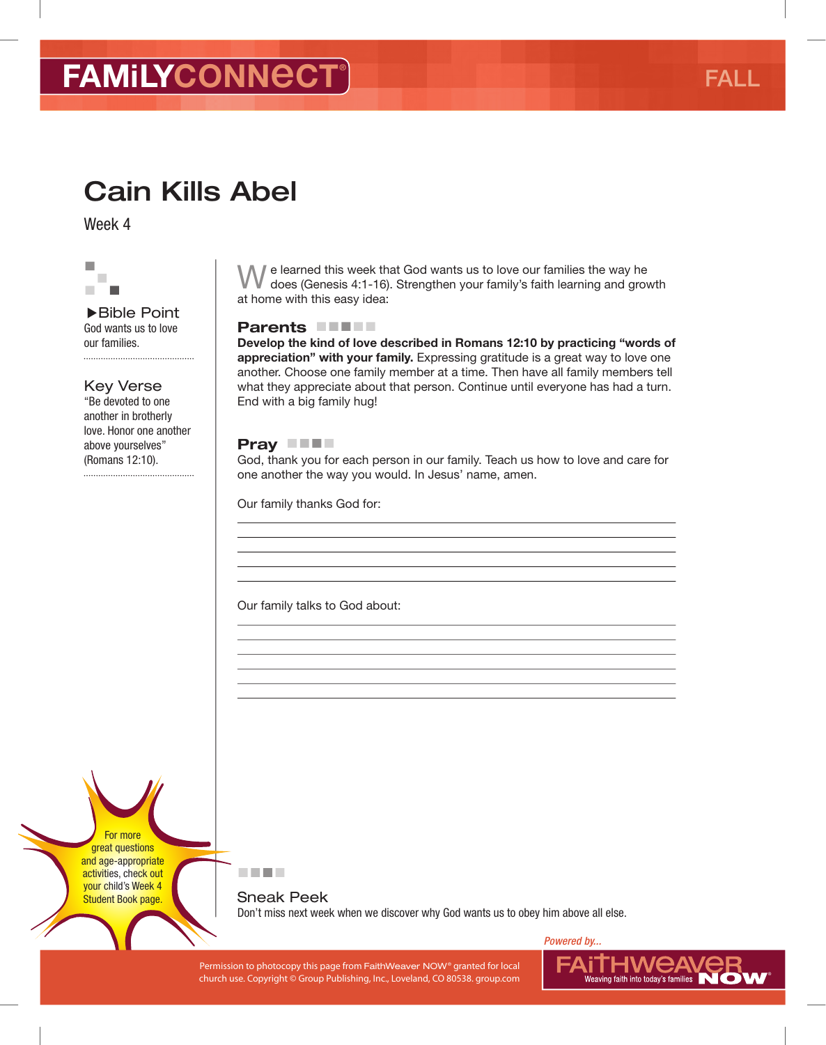# Cain Kills Abel

Week 4

### ▶Bible Point

God wants us to love our families.

### Key Verse

"Be devoted to one another in brotherly love. Honor one another above yourselves" (Romans 12:10).

For more great questions and age-appropriate activities, check out your child's Week 4 Student Book page.

We learned this week that God wants us to love our families the way he does (Genesis 4:1-16). Strengthen your family's faith learning and growth at home with this easy idea:

## Parents

**Develop the kind of love described in Romans 12:10 by practicing "words of appreciation" with your family.** Expressing gratitude is a great way to love one another. Choose one family member at a time. Then have all family members tell what they appreciate about that person. Continue until everyone has had a turn. End with a big family hug!

## Pray

God, thank you for each person in our family. Teach us how to love and care for one another the way you would. In Jesus' name, amen.

Our family thanks God for:

\_\_\_\_\_\_\_\_\_\_\_\_\_\_\_\_\_\_\_\_\_\_\_\_\_\_\_\_\_\_\_\_\_\_\_\_\_\_\_\_\_\_\_\_\_\_\_\_\_\_\_\_\_\_\_\_\_\_\_\_

\_\_\_\_\_\_\_\_\_\_\_\_\_\_\_\_\_\_\_\_\_\_\_\_\_\_\_\_\_\_\_\_\_\_\_\_\_\_\_\_\_\_\_\_\_\_\_\_\_\_\_\_\_\_\_\_\_\_\_\_

\_\_\_\_\_\_\_\_\_\_\_\_\_\_\_\_\_\_\_\_\_\_\_\_\_\_\_\_\_\_\_\_\_\_\_\_\_\_\_\_\_\_\_\_\_\_\_\_\_\_\_\_\_\_\_\_\_\_\_\_

\_\_\_\_\_\_\_\_\_\_\_\_\_\_\_\_\_\_\_\_\_\_\_\_\_\_\_\_\_\_\_\_\_\_\_\_\_\_\_\_\_\_\_\_\_\_\_\_\_\_\_\_\_\_\_\_\_\_\_\_

\_\_\_\_\_\_\_\_\_\_\_\_\_\_\_\_\_\_\_\_\_\_\_\_\_\_\_\_\_\_\_\_\_\_\_\_\_\_\_\_\_\_\_\_\_\_\_\_\_\_\_\_\_\_\_\_\_\_\_\_

Our family talks to God about:

\_\_\_\_\_\_\_\_\_\_\_\_\_\_\_\_\_\_\_\_\_\_\_\_\_\_\_\_\_\_\_\_\_\_\_\_\_\_\_\_\_\_\_\_\_\_\_\_\_\_\_\_\_\_\_\_\_\_\_\_

\_\_\_\_\_\_\_\_\_\_\_\_\_\_\_\_\_\_\_\_\_\_\_\_\_\_\_\_\_\_\_\_\_\_\_\_\_\_\_\_\_\_\_\_\_\_\_\_\_\_\_\_\_\_\_\_\_\_\_\_

\_\_\_\_\_\_\_\_\_\_\_\_\_\_\_\_\_\_\_\_\_\_\_\_\_\_\_\_\_\_\_\_\_\_\_\_\_\_\_\_\_\_\_\_\_\_\_\_\_\_\_\_\_\_\_\_\_\_\_\_

\_\_\_\_\_\_\_\_\_\_\_\_\_\_\_\_\_\_\_\_\_\_\_\_\_\_\_\_\_\_\_\_\_\_\_\_\_\_\_\_\_\_\_\_\_\_\_\_\_\_\_\_\_\_\_\_\_\_\_\_

\_\_\_\_\_\_\_\_\_\_\_\_\_\_\_\_\_\_\_\_\_\_\_\_\_\_\_\_\_\_\_\_\_\_\_\_\_\_\_\_\_\_\_\_\_\_\_\_\_\_\_\_\_\_\_\_\_\_\_\_

\_\_\_\_\_\_\_\_\_\_\_\_\_\_\_\_\_\_\_\_\_\_\_\_\_\_\_\_\_\_\_\_\_\_\_\_\_\_\_\_\_\_\_\_\_\_\_\_\_\_\_\_\_\_\_\_\_\_\_\_

## Sneak Peek

Don't miss next week when we discover why God wants us to obey him above all else.

Permission to photocopy this page from FaithWeaver NOW® granted for local church use. Copyright © Group Publishing, Inc., Loveland, CO 80538. group.com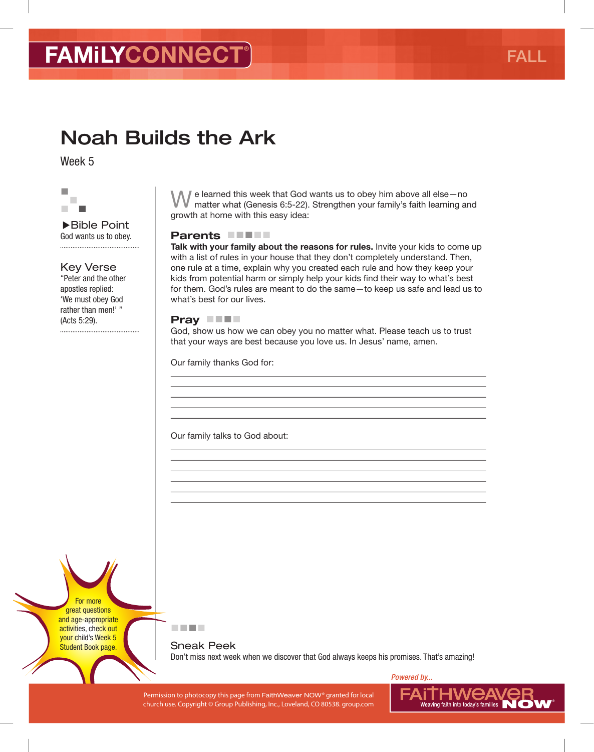FAMiLYCONNECT® FALL

# Noah Builds the Ark

Week 5

### ▶Bible Point

God wants us to obey.

### Key Verse

"Peter and the other apostles replied: 'We must obey God rather than men!' " (Acts 5:29).

We learned this week that God wants us to obey him above all else—no matter what (Genesis 6:5-22). Strengthen your family's faith learning and growth at home with this easy idea:

## Parents

**Talk with your family about the reasons for rules.** Invite your kids to come up with a list of rules in your house that they don't completely understand. Then, one rule at a time, explain why you created each rule and how they keep your kids from potential harm or simply help your kids find their way to what's best for them. God's rules are meant to do the same—to keep us safe and lead us to what's best for our lives.

## Pray

God, show us how we can obey you no matter what. Please teach us to trust that your ways are best because you love us. In Jesus' name, amen.

Our family thanks God for:

______________________________

______________________________

______________________________

______________________________

Our family talks to God about:

______________________________

______________________________

______________________________

______________________________

______________________________

For more great questions and age-appropriate activities, check out your child's Week 5 Student Book page.

### Sneak Peek

Don't miss next week when we discover that God always keeps his promises. That's amazing!

Powered by... FAiTHWEAVER NOW® Weaving faith into today's families

Permission to photocopy this page from FaithWeaver NOW® granted for local church use. Copyright © Group Publishing, Inc., Loveland, CO 80538. group.com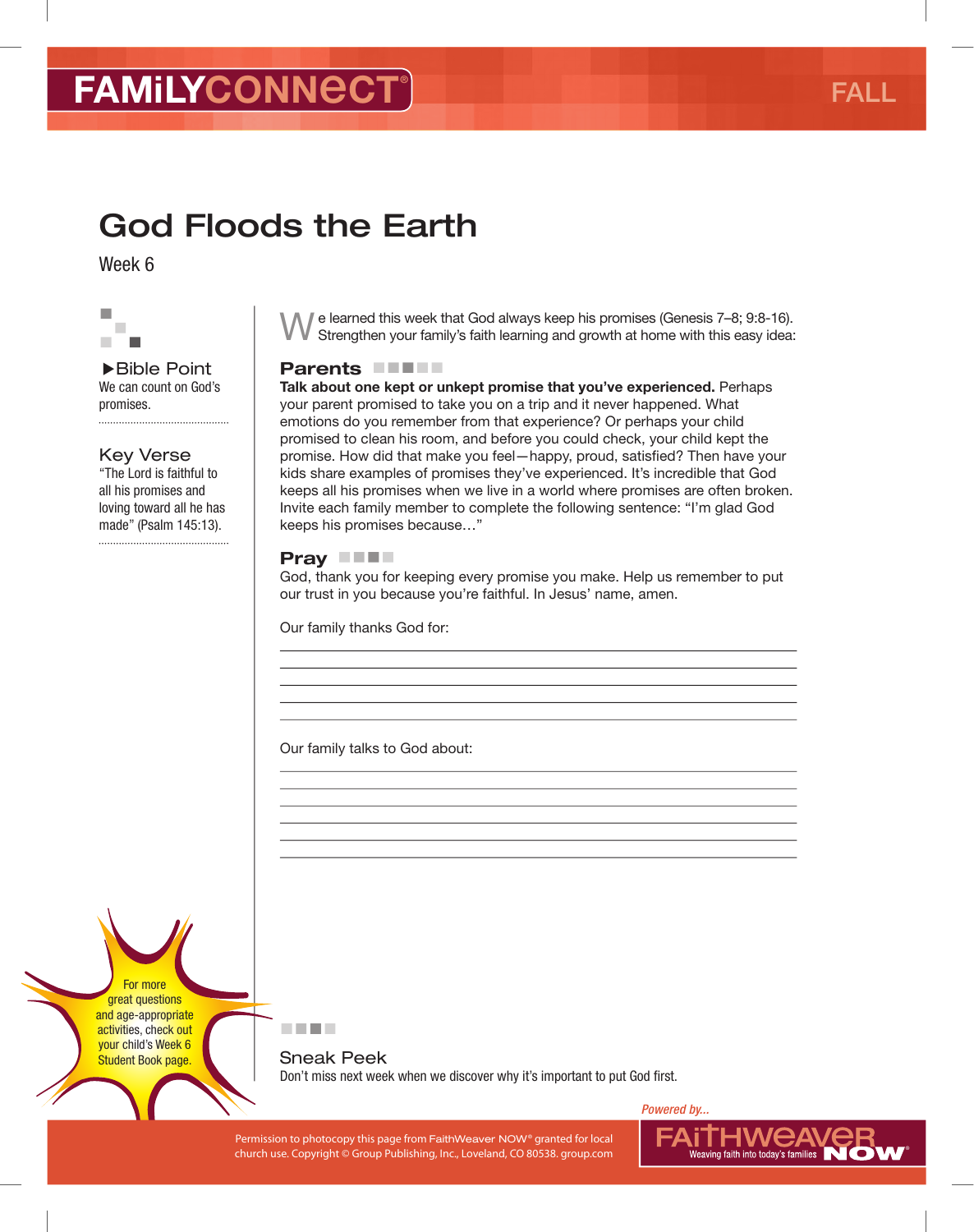# FAMiLYCONNECT®

FALL

## God Floods the Earth

Week 6

▶Bible Point
We can count on God's promises.

Key Verse
"The Lord is faithful to all his promises and loving toward all he has made" (Psalm 145:13).

We learned this week that God always keep his promises (Genesis 7–8; 9:8-16). Strengthen your family's faith learning and growth at home with this easy idea:

### Parents

**Talk about one kept or unkept promise that you've experienced.** Perhaps your parent promised to take you on a trip and it never happened. What emotions do you remember from that experience? Or perhaps your child promised to clean his room, and before you could check, your child kept the promise. How did that make you feel—happy, proud, satisfied? Then have your kids share examples of promises they've experienced. It's incredible that God keeps all his promises when we live in a world where promises are often broken. Invite each family member to complete the following sentence: "I'm glad God keeps his promises because…"

### Pray

God, thank you for keeping every promise you make. Help us remember to put our trust in you because you're faithful. In Jesus' name, amen.

Our family thanks God for:

______________________________

______________________________

______________________________

______________________________

Our family talks to God about:

______________________________

______________________________

______________________________

______________________________

______________________________

For more great questions and age-appropriate activities, check out your child's Week 6 Student Book page.

### Sneak Peek

Don't miss next week when we discover why it's important to put God first.

Permission to photocopy this page from FaithWeaver NOW® granted for local church use. Copyright © Group Publishing, Inc., Loveland, CO 80538. group.com

*Powered by...* FAiTHWEAVER NOW® Weaving faith into today's families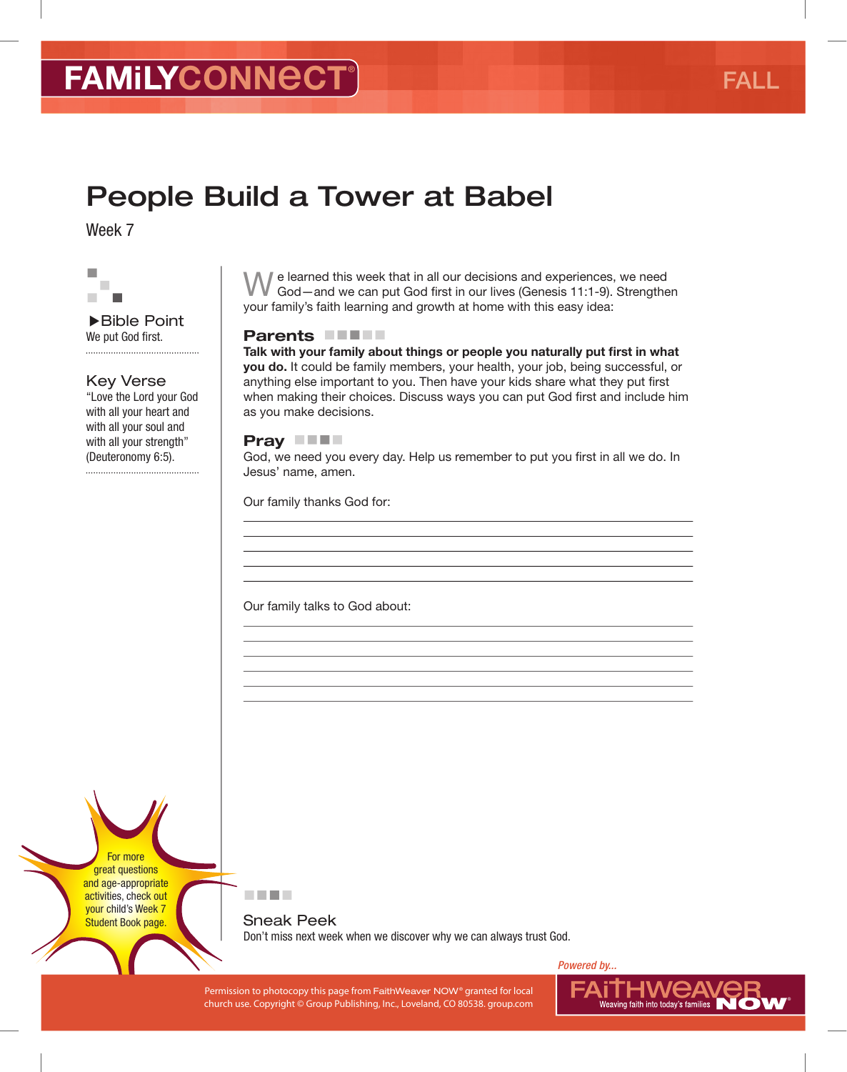FAMiLYCONNECT® — FALL

# People Build a Tower at Babel

Week 7

▶Bible Point

We put God first.

### Key Verse

"Love the Lord your God with all your heart and with all your soul and with all your strength" (Deuteronomy 6:5).

We learned this week that in all our decisions and experiences, we need God—and we can put God first in our lives (Genesis 11:1-9). Strengthen your family's faith learning and growth at home with this easy idea:

## Parents

**Talk with your family about things or people you naturally put first in what you do.** It could be family members, your health, your job, being successful, or anything else important to you. Then have your kids share what they put first when making their choices. Discuss ways you can put God first and include him as you make decisions.

## Pray

God, we need you every day. Help us remember to put you first in all we do. In Jesus' name, amen.

Our family thanks God for:

_______________________________________________

_______________________________________________

_______________________________________________

_______________________________________________

Our family talks to God about:

_______________________________________________

_______________________________________________

_______________________________________________

_______________________________________________

_______________________________________________

For more great questions and age-appropriate activities, check out your child's Week 7 Student Book page.

### Sneak Peek

Don't miss next week when we discover why we can always trust God.

Permission to photocopy this page from FaithWeaver NOW® granted for local church use. Copyright © Group Publishing, Inc., Loveland, CO 80538. group.com

*Powered by...* FAiTHWEAVER NOW® Weaving faith into today's families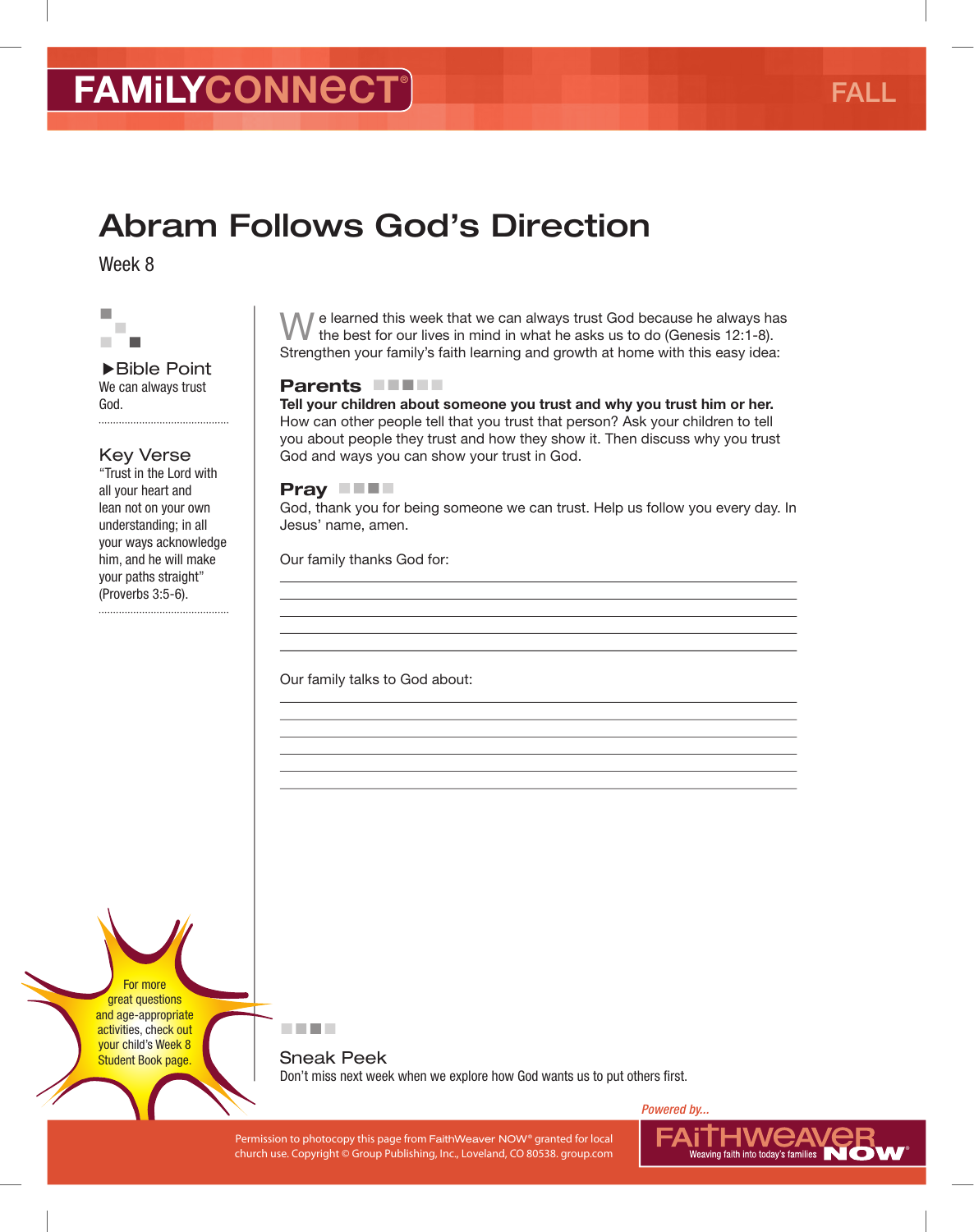FAMiLYCONNECT® FALL

# Abram Follows God's Direction

Week 8

### ▶Bible Point

We can always trust God.

### Key Verse

"Trust in the Lord with all your heart and lean not on your own understanding; in all your ways acknowledge him, and he will make your paths straight" (Proverbs 3:5-6).

We learned this week that we can always trust God because he always has the best for our lives in mind in what he asks us to do (Genesis 12:1-8). Strengthen your family's faith learning and growth at home with this easy idea:

## Parents

**Tell your children about someone you trust and why you trust him or her.** How can other people tell that you trust that person? Ask your children to tell you about people they trust and how they show it. Then discuss why you trust God and ways you can show your trust in God.

## Pray

God, thank you for being someone we can trust. Help us follow you every day. In Jesus' name, amen.

Our family thanks God for:

______________________________

______________________________

______________________________

______________________________

______________________________

Our family talks to God about:

______________________________

______________________________

______________________________

______________________________

______________________________

______________________________

For more great questions and age-appropriate activities, check out your child's Week 8 Student Book page.

## Sneak Peek

Don't miss next week when we explore how God wants us to put others first.

Permission to photocopy this page from FaithWeaver NOW® granted for local church use. Copyright © Group Publishing, Inc., Loveland, CO 80538. group.com

*Powered by...* FAiTHWEAVER NOW® Weaving faith into today's families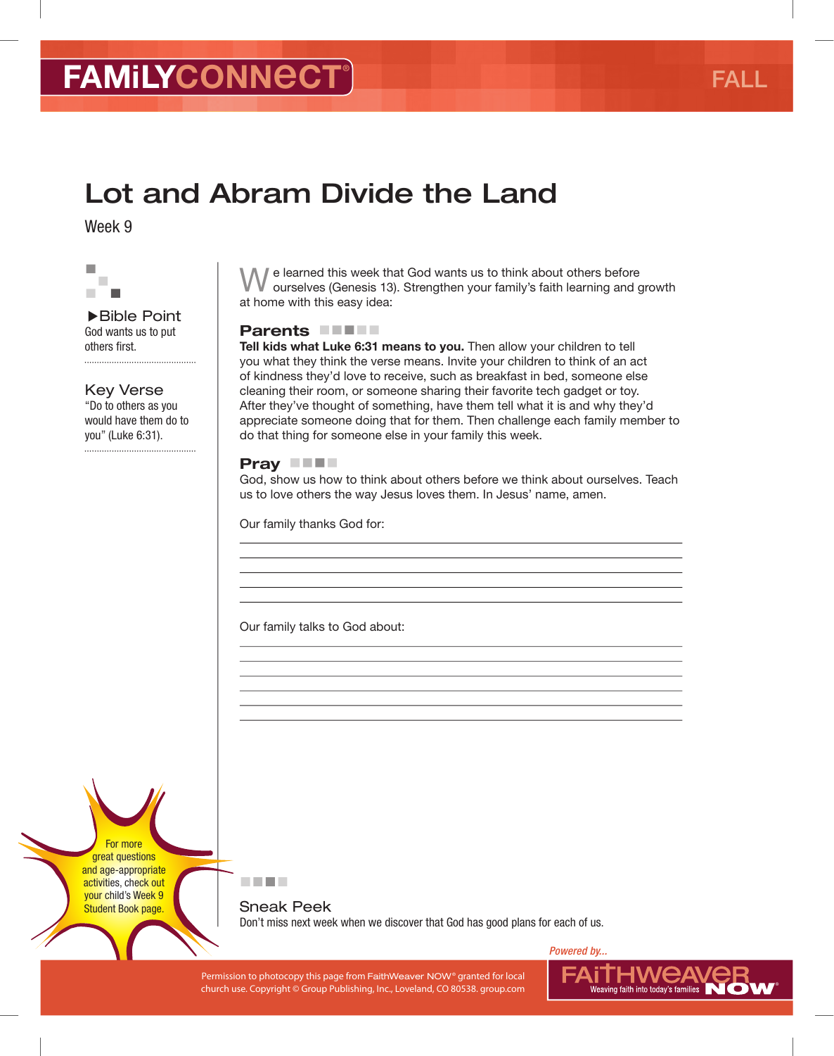FAMiLYCONNECT® FALL

# Lot and Abram Divide the Land

Week 9

### ▶Bible Point

God wants us to put others first.

### Key Verse

"Do to others as you would have them do to you" (Luke 6:31).

We learned this week that God wants us to think about others before ourselves (Genesis 13). Strengthen your family's faith learning and growth at home with this easy idea:

## Parents

**Tell kids what Luke 6:31 means to you.** Then allow your children to tell you what they think the verse means. Invite your children to think of an act of kindness they'd love to receive, such as breakfast in bed, someone else cleaning their room, or someone sharing their favorite tech gadget or toy. After they've thought of something, have them tell what it is and why they'd appreciate someone doing that for them. Then challenge each family member to do that thing for someone else in your family this week.

## Pray

God, show us how to think about others before we think about ourselves. Teach us to love others the way Jesus loves them. In Jesus' name, amen.

Our family thanks God for:

_______________________________________________

_______________________________________________

_______________________________________________

_______________________________________________

_______________________________________________

Our family talks to God about:

_______________________________________________

_______________________________________________

_______________________________________________

_______________________________________________

_______________________________________________

_______________________________________________

For more great questions and age-appropriate activities, check out your child's Week 9 Student Book page.

### Sneak Peek

Don't miss next week when we discover that God has good plans for each of us.

Permission to photocopy this page from FaithWeaver NOW® granted for local church use. Copyright © Group Publishing, Inc., Loveland, CO 80538. group.com

*Powered by...* FAiTHWEAVER NOW® Weaving faith into today's families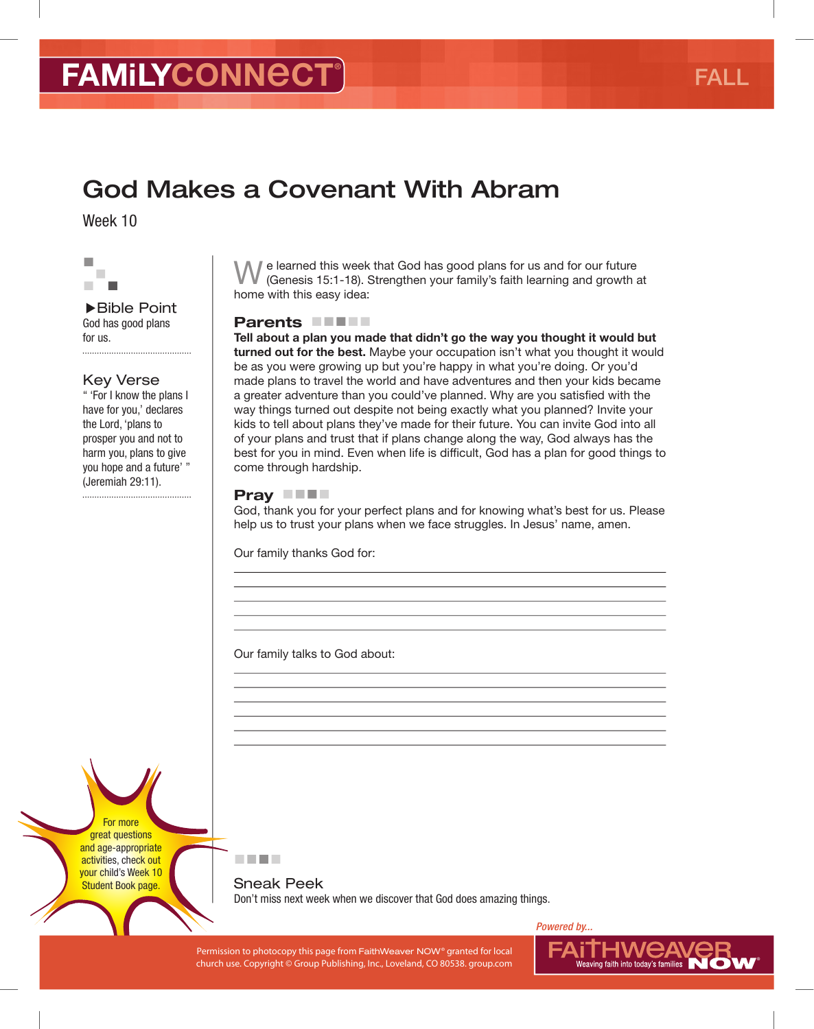FAMiLYCONNECT® FALL

# God Makes a Covenant With Abram

Week 10

▶Bible Point
God has good plans for us.

### Key Verse

" 'For I know the plans I have for you,' declares the Lord, 'plans to prosper you and not to harm you, plans to give you hope and a future' " (Jeremiah 29:11).

We learned this week that God has good plans for us and for our future (Genesis 15:1-18). Strengthen your family's faith learning and growth at home with this easy idea:

## Parents

**Tell about a plan you made that didn't go the way you thought it would but turned out for the best.** Maybe your occupation isn't what you thought it would be as you were growing up but you're happy in what you're doing. Or you'd made plans to travel the world and have adventures and then your kids became a greater adventure than you could've planned. Why are you satisfied with the way things turned out despite not being exactly what you planned? Invite your kids to tell about plans they've made for their future. You can invite God into all of your plans and trust that if plans change along the way, God always has the best for you in mind. Even when life is difficult, God has a plan for good things to come through hardship.

## Pray

God, thank you for your perfect plans and for knowing what's best for us. Please help us to trust your plans when we face struggles. In Jesus' name, amen.

Our family thanks God for:

_______________________________________________

_______________________________________________

_______________________________________________

_______________________________________________

Our family talks to God about:

_______________________________________________

_______________________________________________

_______________________________________________

_______________________________________________

_______________________________________________

For more great questions and age-appropriate activities, check out your child's Week 10 Student Book page.

## Sneak Peek

Don't miss next week when we discover that God does amazing things.

Permission to photocopy this page from FaithWeaver NOW® granted for local church use. Copyright © Group Publishing, Inc., Loveland, CO 80538. group.com

*Powered by...* FAiTHWEAVER NOW® Weaving faith into today's families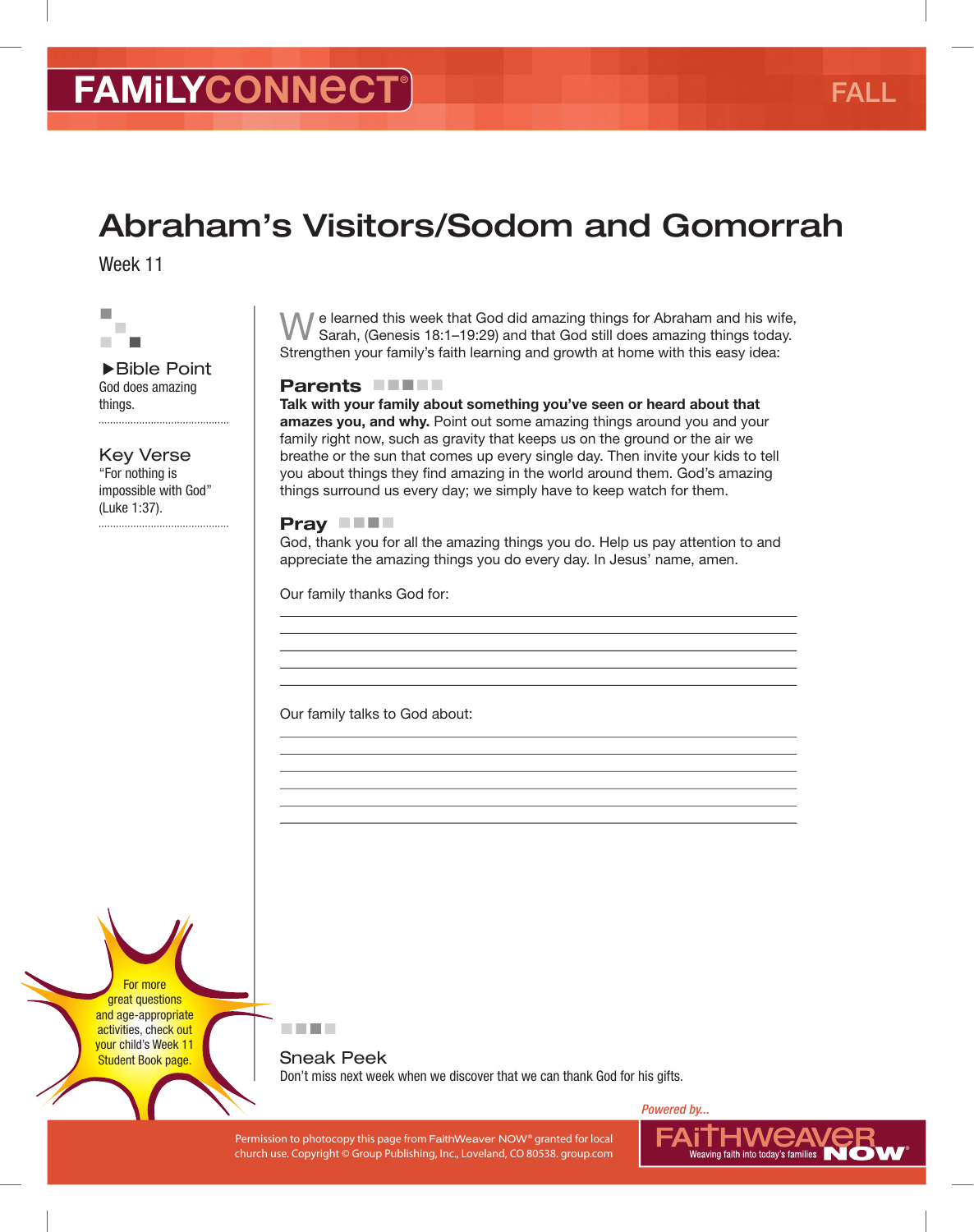# Abraham's Visitors/Sodom and Gomorrah

Week 11

**Bible Point**
God does amazing things.

**Key Verse**
"For nothing is impossible with God" (Luke 1:37).

We learned this week that God did amazing things for Abraham and his wife, Sarah, (Genesis 18:1–19:29) and that God still does amazing things today. Strengthen your family's faith learning and growth at home with this easy idea:

## Parents

**Talk with your family about something you've seen or heard about that amazes you, and why.** Point out some amazing things around you and your family right now, such as gravity that keeps us on the ground or the air we breathe or the sun that comes up every single day. Then invite your kids to tell you about things they find amazing in the world around them. God's amazing things surround us every day; we simply have to keep watch for them.

## Pray

God, thank you for all the amazing things you do. Help us pay attention to and appreciate the amazing things you do every day. In Jesus' name, amen.

Our family thanks God for:

_______________________________________________

_______________________________________________

_______________________________________________

_______________________________________________

Our family talks to God about:

_______________________________________________

_______________________________________________

_______________________________________________

_______________________________________________

_______________________________________________

For more great questions and age-appropriate activities, check out your child's Week 11 Student Book page.

## Sneak Peek

Don't miss next week when we discover that we can thank God for his gifts.

Permission to photocopy this page from FaithWeaver NOW® granted for local church use. Copyright © Group Publishing, Inc., Loveland, CO 80538. group.com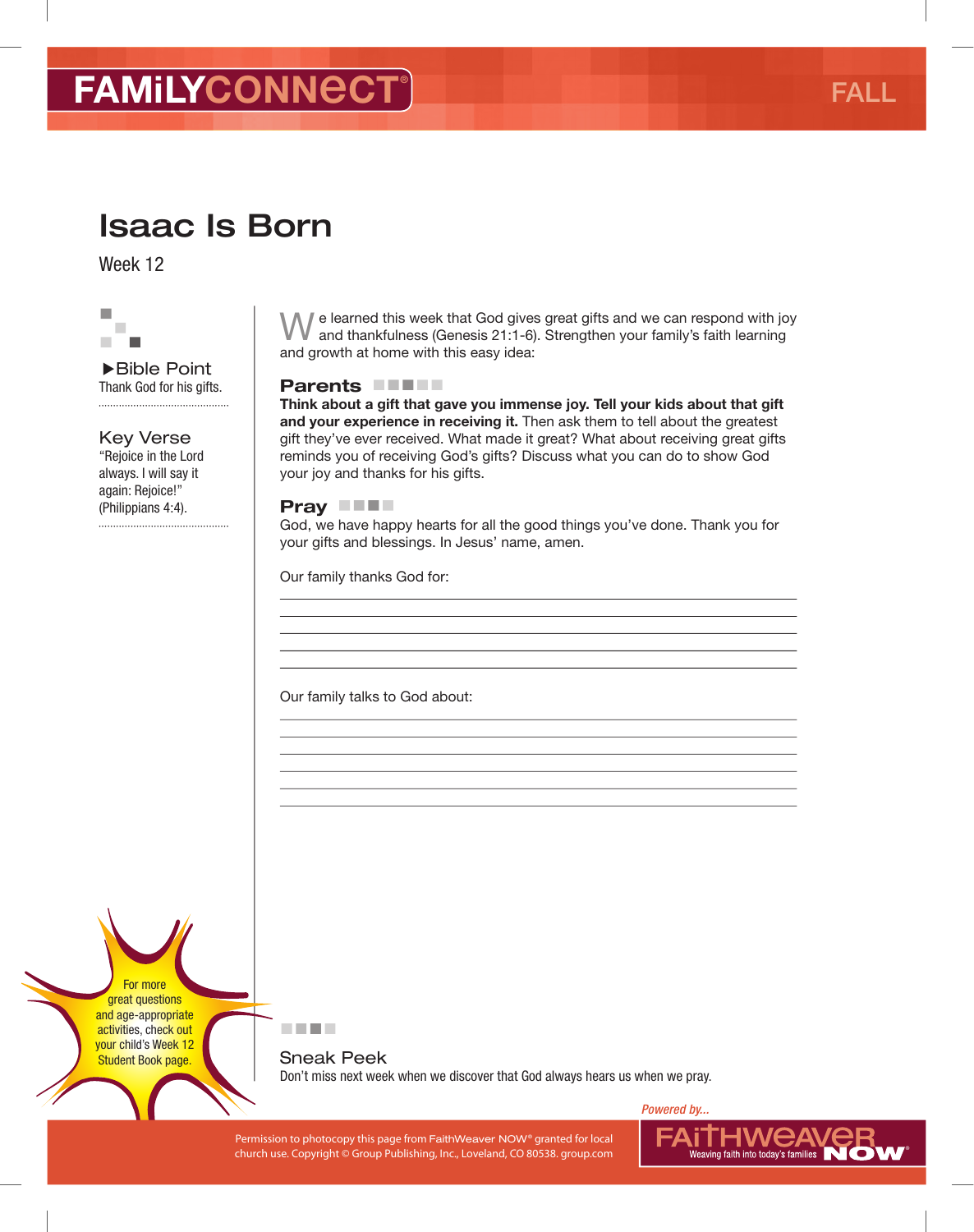FAMiLYCONNECT®

FALL

# Isaac Is Born

Week 12

**▶Bible Point**
Thank God for his gifts.

**Key Verse**
"Rejoice in the Lord always. I will say it again: Rejoice!" (Philippians 4:4).

We learned this week that God gives great gifts and we can respond with joy and thankfulness (Genesis 21:1-6). Strengthen your family's faith learning and growth at home with this easy idea:

## Parents

**Think about a gift that gave you immense joy. Tell your kids about that gift and your experience in receiving it.** Then ask them to tell about the greatest gift they've ever received. What made it great? What about receiving great gifts reminds you of receiving God's gifts? Discuss what you can do to show God your joy and thanks for his gifts.

## Pray

God, we have happy hearts for all the good things you've done. Thank you for your gifts and blessings. In Jesus' name, amen.

Our family thanks God for:

______________________________________________

______________________________________________

______________________________________________

______________________________________________

______________________________________________

Our family talks to God about:

______________________________________________

______________________________________________

______________________________________________

______________________________________________

______________________________________________

______________________________________________

For more great questions and age-appropriate activities, check out your child's Week 12 Student Book page.

## Sneak Peek

Don't miss next week when we discover that God always hears us when we pray.

Powered by... FAITHWEAVER NOW® Weaving faith into today's families

Permission to photocopy this page from FaithWeaver NOW® granted for local church use. Copyright © Group Publishing, Inc., Loveland, CO 80538. group.com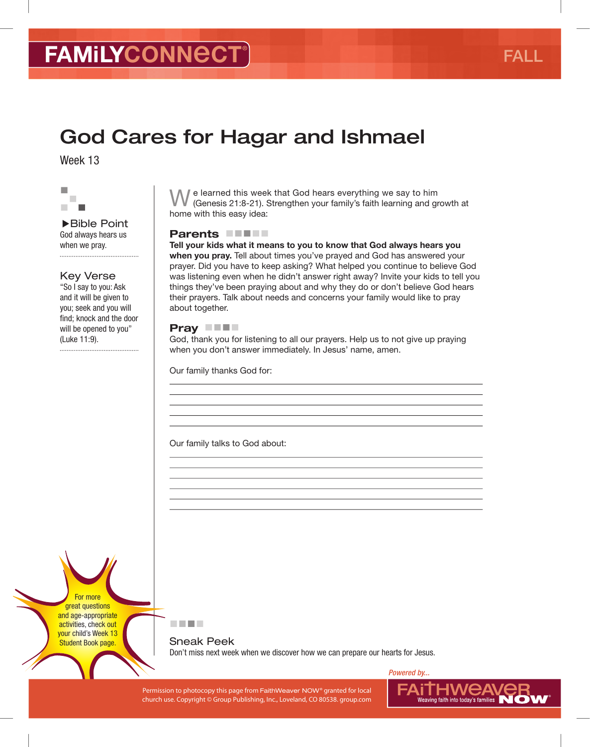FAMiLYCONNECT®

FALL

# God Cares for Hagar and Ishmael

Week 13

**▶Bible Point**
God always hears us when we pray.

**Key Verse**
"So I say to you: Ask and it will be given to you; seek and you will find; knock and the door will be opened to you" (Luke 11:9).

We learned this week that God hears everything we say to him (Genesis 21:8-21). Strengthen your family's faith learning and growth at home with this easy idea:

## Parents

**Tell your kids what it means to you to know that God always hears you when you pray.** Tell about times you've prayed and God has answered your prayer. Did you have to keep asking? What helped you continue to believe God was listening even when he didn't answer right away? Invite your kids to tell you things they've been praying about and why they do or don't believe God hears their prayers. Talk about needs and concerns your family would like to pray about together.

## Pray

God, thank you for listening to all our prayers. Help us to not give up praying when you don't answer immediately. In Jesus' name, amen.

Our family thanks God for:

______________________________

______________________________

______________________________

______________________________

______________________________

Our family talks to God about:

______________________________

______________________________

______________________________

______________________________

______________________________

______________________________

For more great questions and age-appropriate activities, check out your child's Week 13 Student Book page.

## Sneak Peek

Don't miss next week when we discover how we can prepare our hearts for Jesus.

Permission to photocopy this page from FaithWeaver NOW® granted for local church use. Copyright © Group Publishing, Inc., Loveland, CO 80538. group.com

*Powered by...* FAiTHWEAVER NOW® Weaving faith into today's families